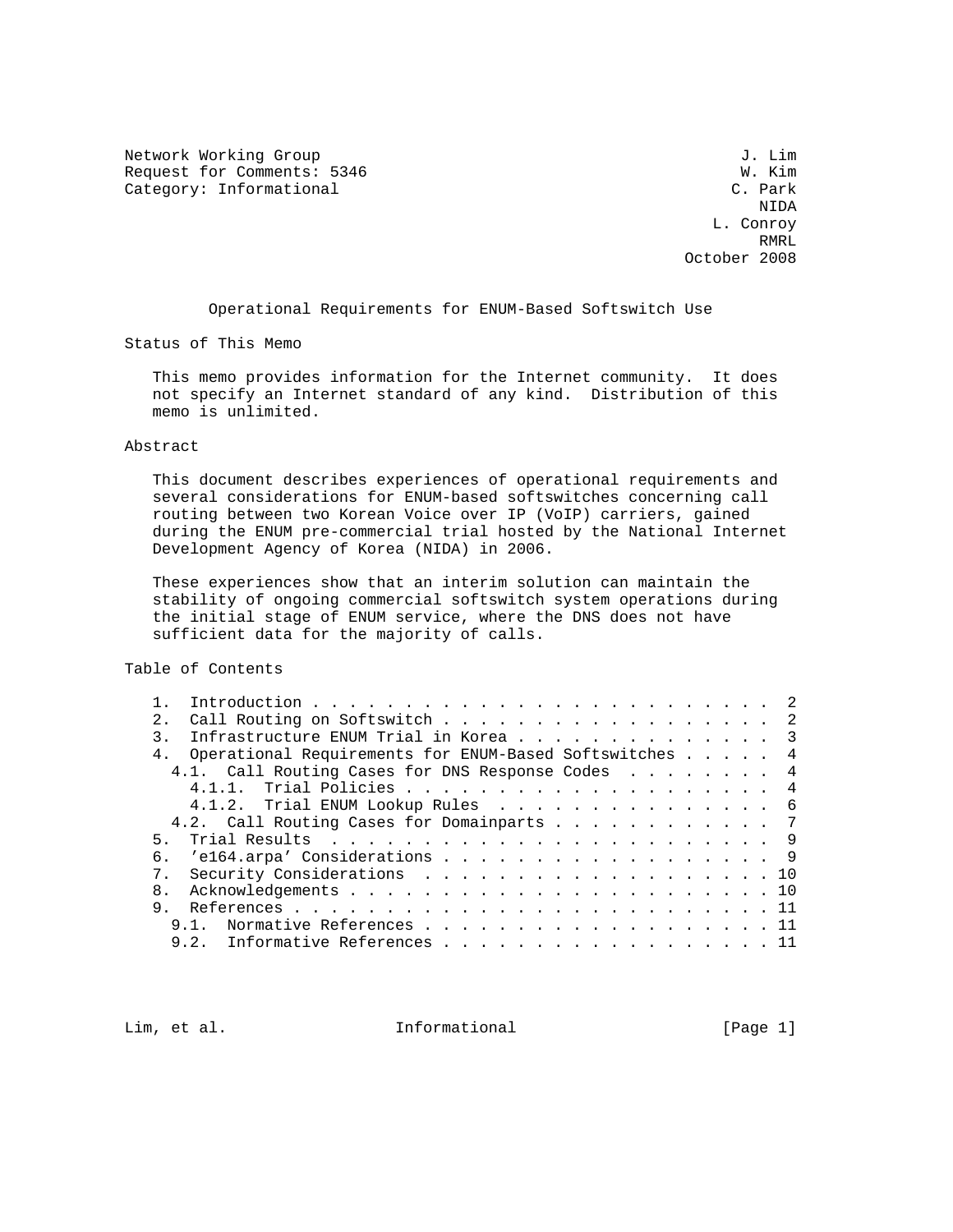Network Working Group                                             J. Lim
Request for Comments: 5346                                        W. Kim
Category: Informational                                          C. Park
                                                                    NIDA
                                                               L. Conroy
                                                                    RMRL
                                                            October 2008

# Operational Requirements for ENUM-Based Softswitch Use

## Status of This Memo

This memo provides information for the Internet community. It does not specify an Internet standard of any kind. Distribution of this memo is unlimited.

## Abstract

This document describes experiences of operational requirements and several considerations for ENUM-based softswitches concerning call routing between two Korean Voice over IP (VoIP) carriers, gained during the ENUM pre-commercial trial hosted by the National Internet Development Agency of Korea (NIDA) in 2006.

These experiences show that an interim solution can maintain the stability of ongoing commercial softswitch system operations during the initial stage of ENUM service, where the DNS does not have sufficient data for the majority of calls.

## Table of Contents

```
   1.  Introduction . . . . . . . . . . . . . . . . . . . . . . . . .  2
   2.  Call Routing on Softswitch . . . . . . . . . . . . . . . . . .  2
   3.  Infrastructure ENUM Trial in Korea . . . . . . . . . . . . . .  3
   4.  Operational Requirements for ENUM-Based Softswitches . . . . .  4
     4.1.  Call Routing Cases for DNS Response Codes  . . . . . . . .  4
       4.1.1.  Trial Policies . . . . . . . . . . . . . . . . . . . .  4
       4.1.2.  Trial ENUM Lookup Rules  . . . . . . . . . . . . . . .  6
     4.2.  Call Routing Cases for Domainparts . . . . . . . . . . . .  7
   5.  Trial Results  . . . . . . . . . . . . . . . . . . . . . . . .  9
   6.  'e164.arpa' Considerations . . . . . . . . . . . . . . . . . .  9
   7.  Security Considerations  . . . . . . . . . . . . . . . . . . . 10
   8.  Acknowledgements . . . . . . . . . . . . . . . . . . . . . . . 10
   9.  References . . . . . . . . . . . . . . . . . . . . . . . . . . 11
     9.1.  Normative References . . . . . . . . . . . . . . . . . . . 11
     9.2.  Informative References . . . . . . . . . . . . . . . . . . 11
```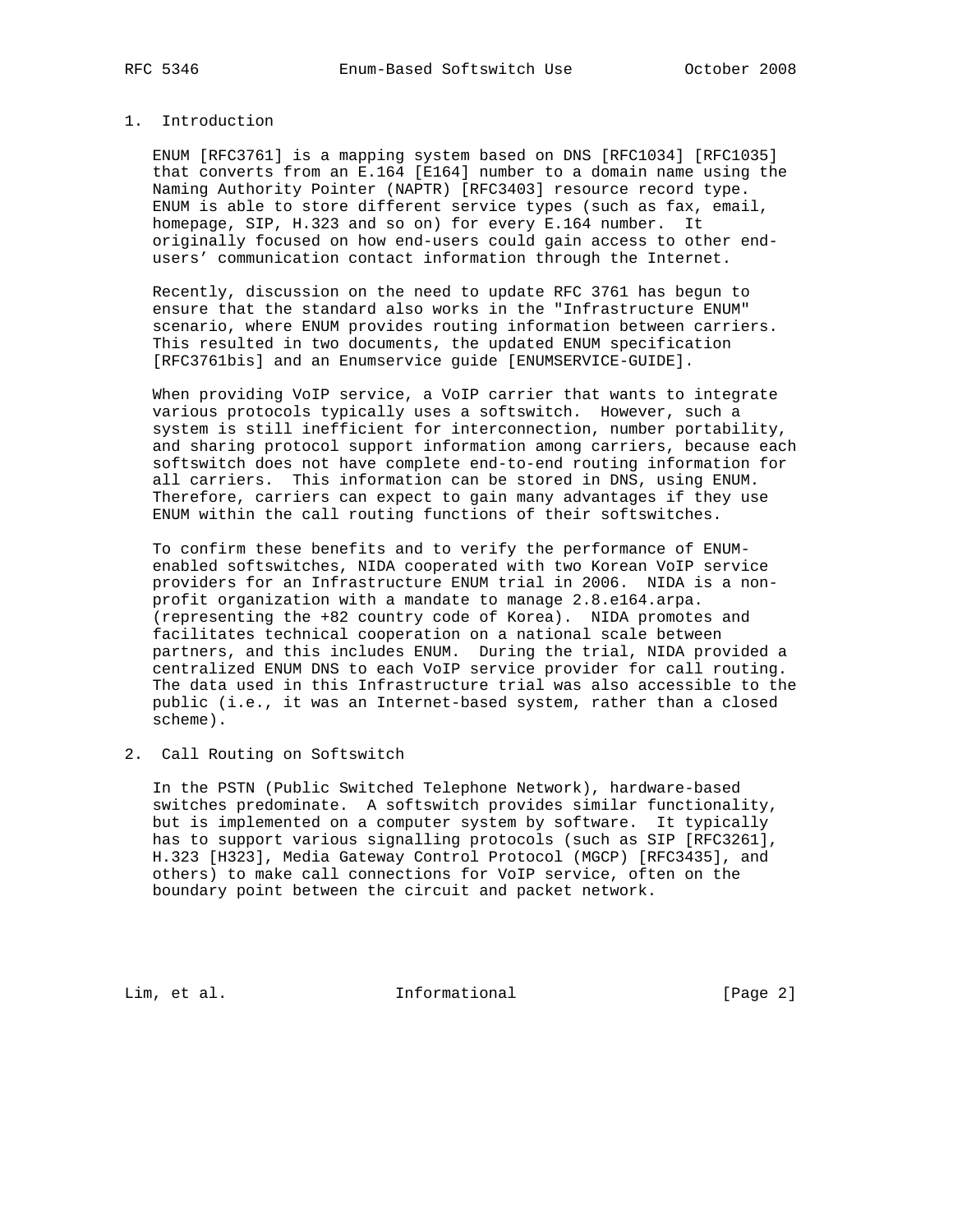## 1. Introduction

ENUM [RFC3761] is a mapping system based on DNS [RFC1034] [RFC1035] that converts from an E.164 [E164] number to a domain name using the Naming Authority Pointer (NAPTR) [RFC3403] resource record type. ENUM is able to store different service types (such as fax, email, homepage, SIP, H.323 and so on) for every E.164 number. It originally focused on how end-users could gain access to other end-users' communication contact information through the Internet.

Recently, discussion on the need to update RFC 3761 has begun to ensure that the standard also works in the "Infrastructure ENUM" scenario, where ENUM provides routing information between carriers. This resulted in two documents, the updated ENUM specification [RFC3761bis] and an Enumservice guide [ENUMSERVICE-GUIDE].

When providing VoIP service, a VoIP carrier that wants to integrate various protocols typically uses a softswitch. However, such a system is still inefficient for interconnection, number portability, and sharing protocol support information among carriers, because each softswitch does not have complete end-to-end routing information for all carriers. This information can be stored in DNS, using ENUM. Therefore, carriers can expect to gain many advantages if they use ENUM within the call routing functions of their softswitches.

To confirm these benefits and to verify the performance of ENUM-enabled softswitches, NIDA cooperated with two Korean VoIP service providers for an Infrastructure ENUM trial in 2006. NIDA is a non-profit organization with a mandate to manage 2.8.e164.arpa. (representing the +82 country code of Korea). NIDA promotes and facilitates technical cooperation on a national scale between partners, and this includes ENUM. During the trial, NIDA provided a centralized ENUM DNS to each VoIP service provider for call routing. The data used in this Infrastructure trial was also accessible to the public (i.e., it was an Internet-based system, rather than a closed scheme).

## 2. Call Routing on Softswitch

In the PSTN (Public Switched Telephone Network), hardware-based switches predominate. A softswitch provides similar functionality, but is implemented on a computer system by software. It typically has to support various signalling protocols (such as SIP [RFC3261], H.323 [H323], Media Gateway Control Protocol (MGCP) [RFC3435], and others) to make call connections for VoIP service, often on the boundary point between the circuit and packet network.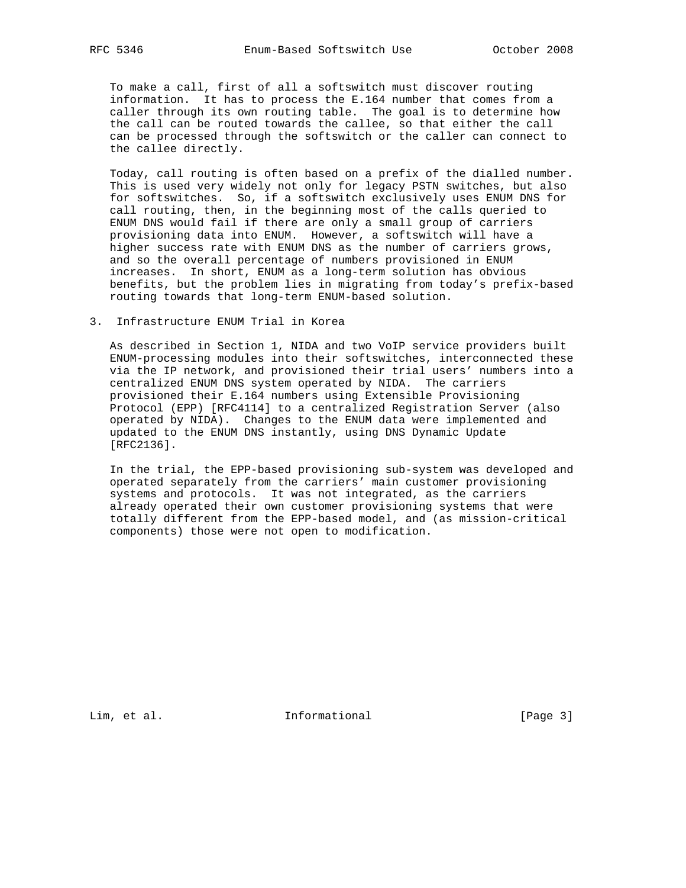To make a call, first of all a softswitch must discover routing information. It has to process the E.164 number that comes from a caller through its own routing table. The goal is to determine how the call can be routed towards the callee, so that either the call can be processed through the softswitch or the caller can connect to the callee directly.

Today, call routing is often based on a prefix of the dialled number. This is used very widely not only for legacy PSTN switches, but also for softswitches. So, if a softswitch exclusively uses ENUM DNS for call routing, then, in the beginning most of the calls queried to ENUM DNS would fail if there are only a small group of carriers provisioning data into ENUM. However, a softswitch will have a higher success rate with ENUM DNS as the number of carriers grows, and so the overall percentage of numbers provisioned in ENUM increases. In short, ENUM as a long-term solution has obvious benefits, but the problem lies in migrating from today's prefix-based routing towards that long-term ENUM-based solution.

## 3. Infrastructure ENUM Trial in Korea

As described in Section 1, NIDA and two VoIP service providers built ENUM-processing modules into their softswitches, interconnected these via the IP network, and provisioned their trial users' numbers into a centralized ENUM DNS system operated by NIDA. The carriers provisioned their E.164 numbers using Extensible Provisioning Protocol (EPP) [RFC4114] to a centralized Registration Server (also operated by NIDA). Changes to the ENUM data were implemented and updated to the ENUM DNS instantly, using DNS Dynamic Update [RFC2136].

In the trial, the EPP-based provisioning sub-system was developed and operated separately from the carriers' main customer provisioning systems and protocols. It was not integrated, as the carriers already operated their own customer provisioning systems that were totally different from the EPP-based model, and (as mission-critical components) those were not open to modification.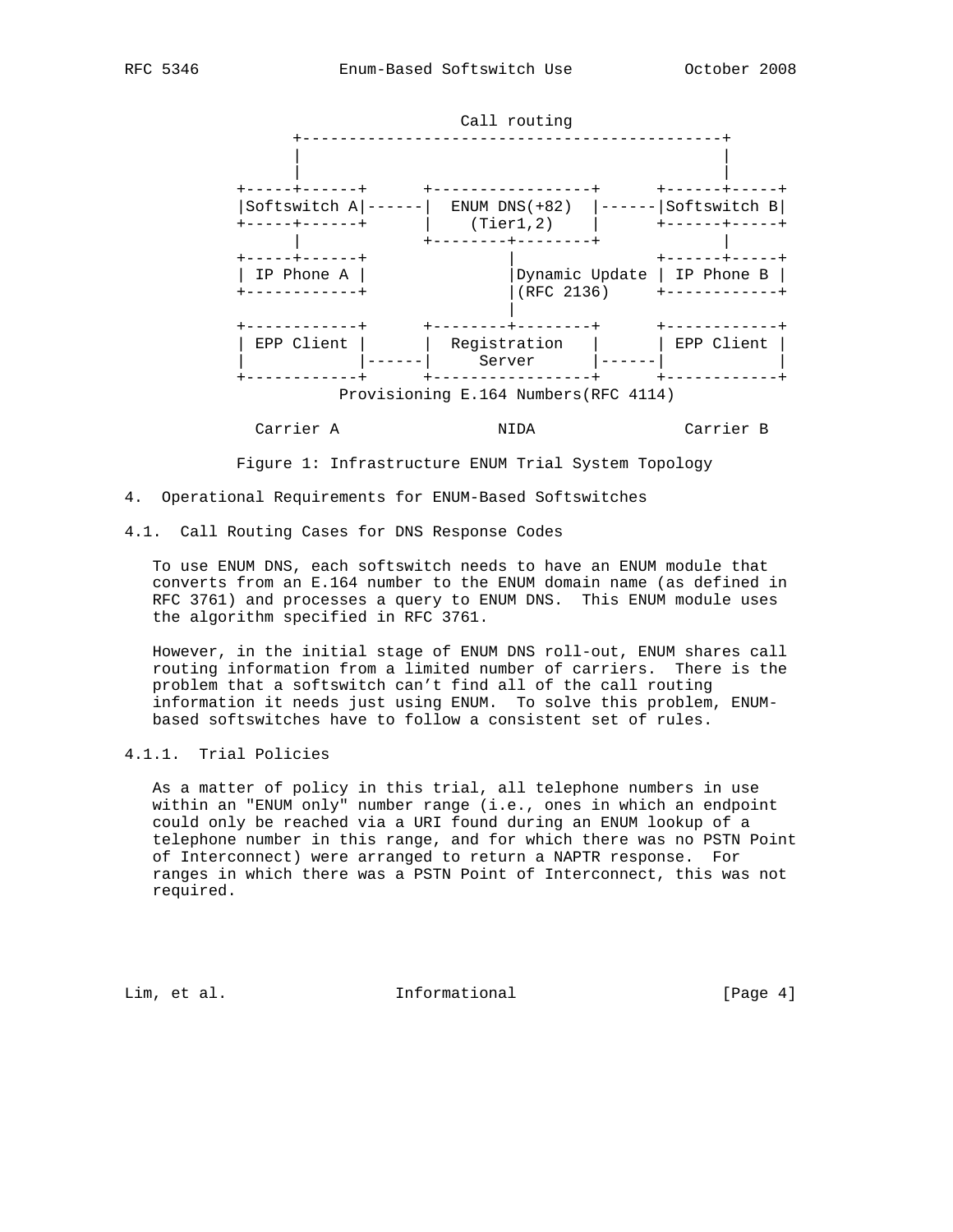```
                           Call routing
         +--------------------------------------------+
         |                                            |
         |                                            |
   +-----+------+      +-----------------+      +------+-----+
   |Softswitch A|------|  ENUM DNS(+82)  |------|Softswitch B|
   +-----+------+      |    (Tier1,2)    |      +------+-----+
         |             +--------+--------+             |
   +-----+------+               |               +------+-----+
   | IP Phone A |               |Dynamic Update | IP Phone B |
   +------------+               |(RFC 2136)     +------------+
                                |
   +------------+      +--------+--------+      +------------+
   | EPP Client |      |  Registration   |      | EPP Client |
   |            |------|     Server      |------|            |
   +------------+      +-----------------+      +------------+
              Provisioning E.164 Numbers(RFC 4114)

     Carrier A                NIDA               Carrier B
```

Figure 1: Infrastructure ENUM Trial System Topology

## 4. Operational Requirements for ENUM-Based Softswitches

### 4.1. Call Routing Cases for DNS Response Codes

To use ENUM DNS, each softswitch needs to have an ENUM module that converts from an E.164 number to the ENUM domain name (as defined in RFC 3761) and processes a query to ENUM DNS. This ENUM module uses the algorithm specified in RFC 3761.

However, in the initial stage of ENUM DNS roll-out, ENUM shares call routing information from a limited number of carriers. There is the problem that a softswitch can't find all of the call routing information it needs just using ENUM. To solve this problem, ENUM-based softswitches have to follow a consistent set of rules.

#### 4.1.1. Trial Policies

As a matter of policy in this trial, all telephone numbers in use within an "ENUM only" number range (i.e., ones in which an endpoint could only be reached via a URI found during an ENUM lookup of a telephone number in this range, and for which there was no PSTN Point of Interconnect) were arranged to return a NAPTR response. For ranges in which there was a PSTN Point of Interconnect, this was not required.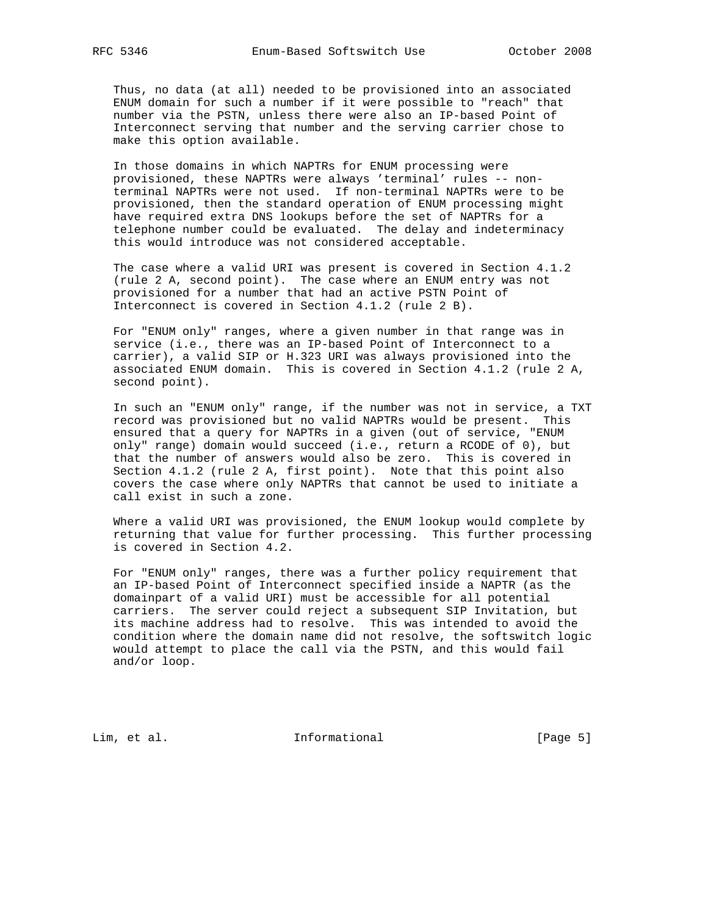Thus, no data (at all) needed to be provisioned into an associated ENUM domain for such a number if it were possible to "reach" that number via the PSTN, unless there were also an IP-based Point of Interconnect serving that number and the serving carrier chose to make this option available.

In those domains in which NAPTRs for ENUM processing were provisioned, these NAPTRs were always 'terminal' rules -- non-terminal NAPTRs were not used. If non-terminal NAPTRs were to be provisioned, then the standard operation of ENUM processing might have required extra DNS lookups before the set of NAPTRs for a telephone number could be evaluated. The delay and indeterminacy this would introduce was not considered acceptable.

The case where a valid URI was present is covered in Section 4.1.2 (rule 2 A, second point). The case where an ENUM entry was not provisioned for a number that had an active PSTN Point of Interconnect is covered in Section 4.1.2 (rule 2 B).

For "ENUM only" ranges, where a given number in that range was in service (i.e., there was an IP-based Point of Interconnect to a carrier), a valid SIP or H.323 URI was always provisioned into the associated ENUM domain. This is covered in Section 4.1.2 (rule 2 A, second point).

In such an "ENUM only" range, if the number was not in service, a TXT record was provisioned but no valid NAPTRs would be present. This ensured that a query for NAPTRs in a given (out of service, "ENUM only" range) domain would succeed (i.e., return a RCODE of 0), but that the number of answers would also be zero. This is covered in Section 4.1.2 (rule 2 A, first point). Note that this point also covers the case where only NAPTRs that cannot be used to initiate a call exist in such a zone.

Where a valid URI was provisioned, the ENUM lookup would complete by returning that value for further processing. This further processing is covered in Section 4.2.

For "ENUM only" ranges, there was a further policy requirement that an IP-based Point of Interconnect specified inside a NAPTR (as the domainpart of a valid URI) must be accessible for all potential carriers. The server could reject a subsequent SIP Invitation, but its machine address had to resolve. This was intended to avoid the condition where the domain name did not resolve, the softswitch logic would attempt to place the call via the PSTN, and this would fail and/or loop.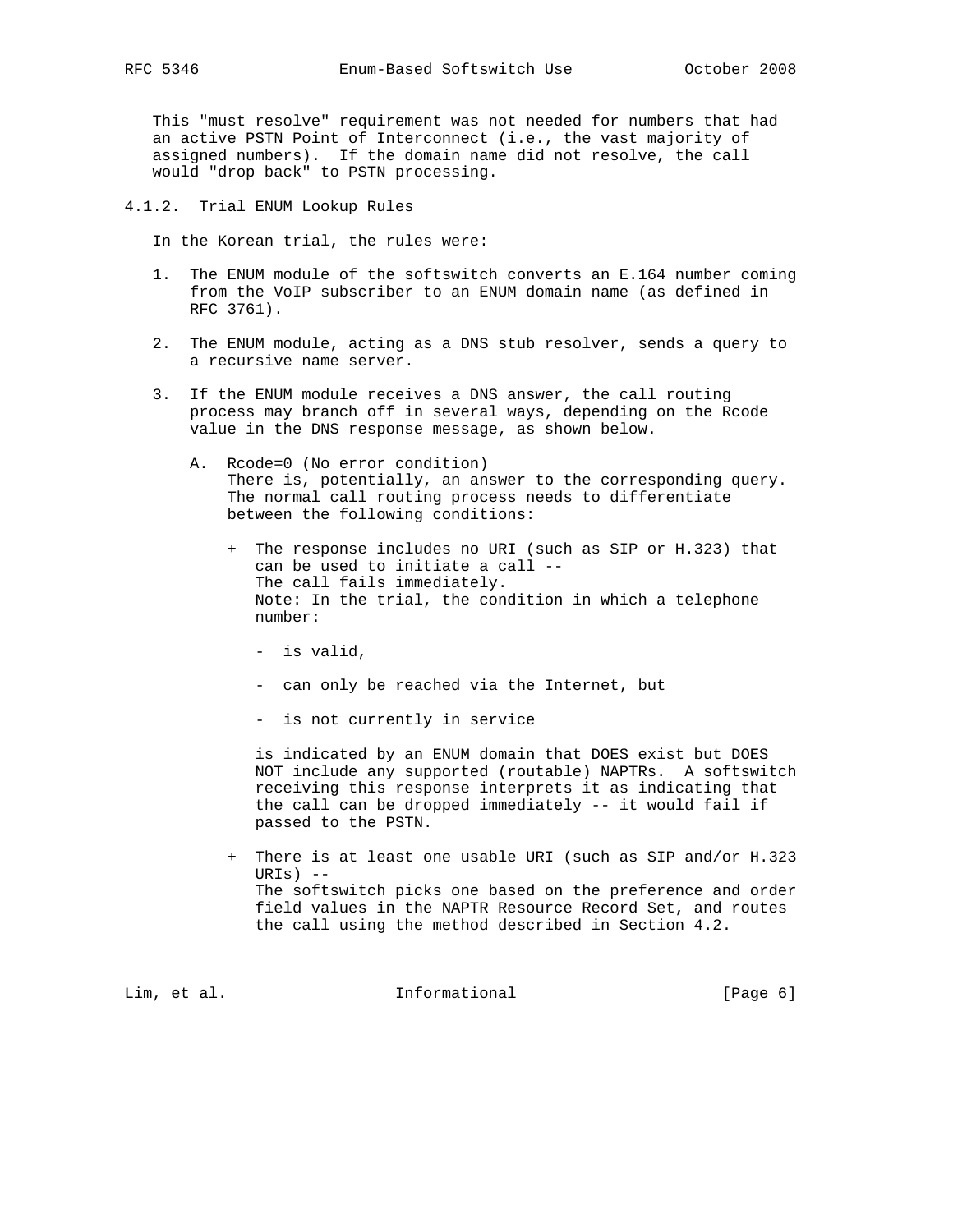This "must resolve" requirement was not needed for numbers that had an active PSTN Point of Interconnect (i.e., the vast majority of assigned numbers). If the domain name did not resolve, the call would "drop back" to PSTN processing.

#### 4.1.2. Trial ENUM Lookup Rules

In the Korean trial, the rules were:

1. The ENUM module of the softswitch converts an E.164 number coming from the VoIP subscriber to an ENUM domain name (as defined in RFC 3761).

2. The ENUM module, acting as a DNS stub resolver, sends a query to a recursive name server.

3. If the ENUM module receives a DNS answer, the call routing process may branch off in several ways, depending on the Rcode value in the DNS response message, as shown below.

   A. Rcode=0 (No error condition)
      There is, potentially, an answer to the corresponding query. The normal call routing process needs to differentiate between the following conditions:

      + The response includes no URI (such as SIP or H.323) that can be used to initiate a call --
        The call fails immediately.
        Note: In the trial, the condition in which a telephone number:

        - is valid,

        - can only be reached via the Internet, but

        - is not currently in service

        is indicated by an ENUM domain that DOES exist but DOES NOT include any supported (routable) NAPTRs. A softswitch receiving this response interprets it as indicating that the call can be dropped immediately -- it would fail if passed to the PSTN.

      + There is at least one usable URI (such as SIP and/or H.323 URIs) --
        The softswitch picks one based on the preference and order field values in the NAPTR Resource Record Set, and routes the call using the method described in Section 4.2.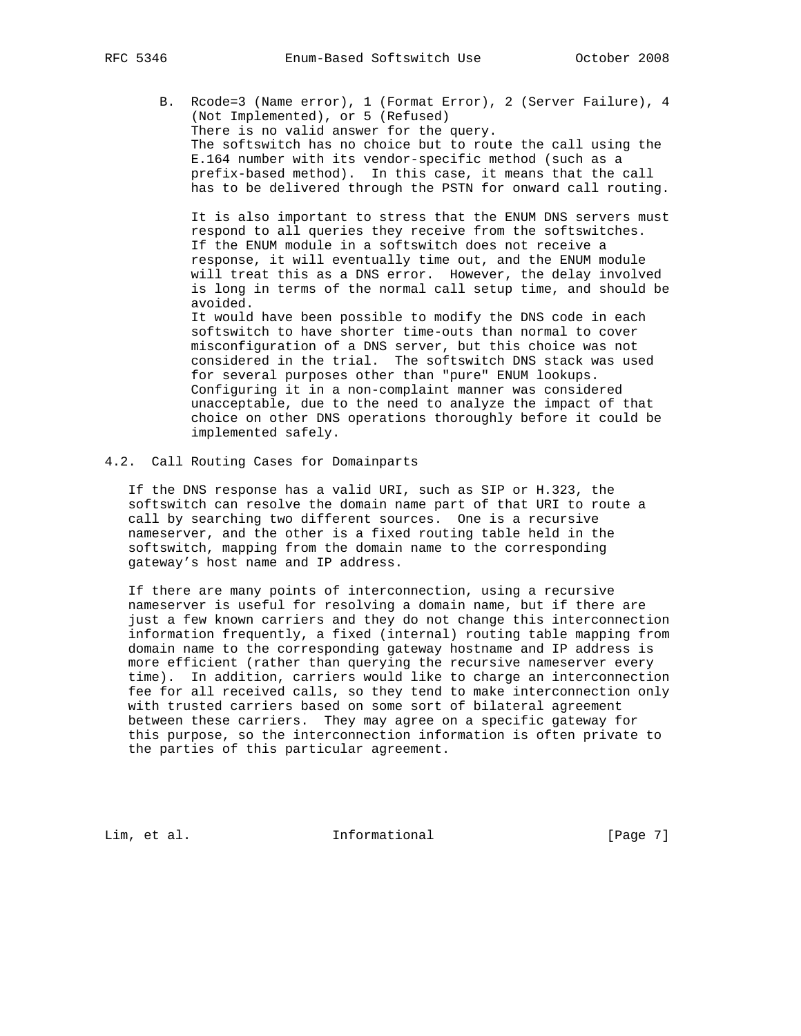B. Rcode=3 (Name error), 1 (Format Error), 2 (Server Failure), 4 (Not Implemented), or 5 (Refused)
   There is no valid answer for the query.
   The softswitch has no choice but to route the call using the E.164 number with its vendor-specific method (such as a prefix-based method). In this case, it means that the call has to be delivered through the PSTN for onward call routing.

   It is also important to stress that the ENUM DNS servers must respond to all queries they receive from the softswitches. If the ENUM module in a softswitch does not receive a response, it will eventually time out, and the ENUM module will treat this as a DNS error. However, the delay involved is long in terms of the normal call setup time, and should be avoided.
   It would have been possible to modify the DNS code in each softswitch to have shorter time-outs than normal to cover misconfiguration of a DNS server, but this choice was not considered in the trial. The softswitch DNS stack was used for several purposes other than "pure" ENUM lookups. Configuring it in a non-complaint manner was considered unacceptable, due to the need to analyze the impact of that choice on other DNS operations thoroughly before it could be implemented safely.

## 4.2. Call Routing Cases for Domainparts

If the DNS response has a valid URI, such as SIP or H.323, the softswitch can resolve the domain name part of that URI to route a call by searching two different sources. One is a recursive nameserver, and the other is a fixed routing table held in the softswitch, mapping from the domain name to the corresponding gateway's host name and IP address.

If there are many points of interconnection, using a recursive nameserver is useful for resolving a domain name, but if there are just a few known carriers and they do not change this interconnection information frequently, a fixed (internal) routing table mapping from domain name to the corresponding gateway hostname and IP address is more efficient (rather than querying the recursive nameserver every time). In addition, carriers would like to charge an interconnection fee for all received calls, so they tend to make interconnection only with trusted carriers based on some sort of bilateral agreement between these carriers. They may agree on a specific gateway for this purpose, so the interconnection information is often private to the parties of this particular agreement.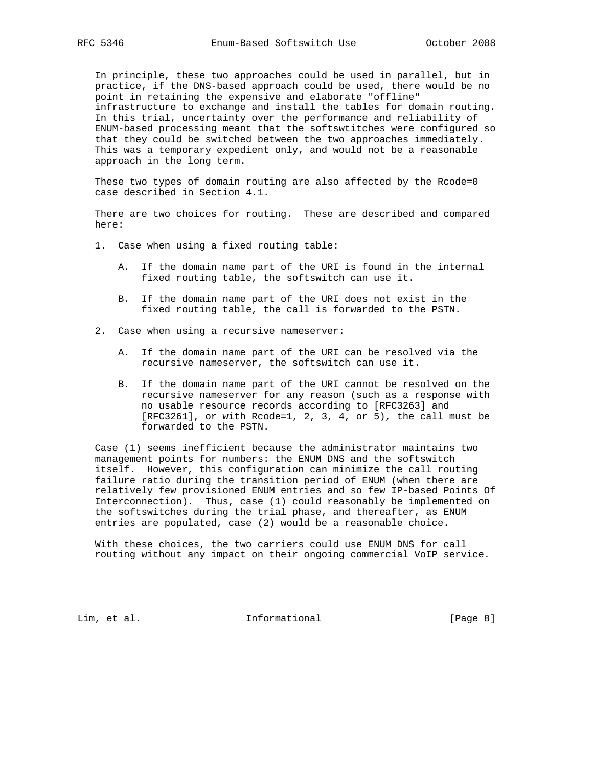In principle, these two approaches could be used in parallel, but in practice, if the DNS-based approach could be used, there would be no point in retaining the expensive and elaborate "offline" infrastructure to exchange and install the tables for domain routing. In this trial, uncertainty over the performance and reliability of ENUM-based processing meant that the softswtitches were configured so that they could be switched between the two approaches immediately. This was a temporary expedient only, and would not be a reasonable approach in the long term.

These two types of domain routing are also affected by the Rcode=0 case described in Section 4.1.

There are two choices for routing. These are described and compared here:

1. Case when using a fixed routing table:

   A. If the domain name part of the URI is found in the internal fixed routing table, the softswitch can use it.

   B. If the domain name part of the URI does not exist in the fixed routing table, the call is forwarded to the PSTN.

2. Case when using a recursive nameserver:

   A. If the domain name part of the URI can be resolved via the recursive nameserver, the softswitch can use it.

   B. If the domain name part of the URI cannot be resolved on the recursive nameserver for any reason (such as a response with no usable resource records according to [RFC3263] and [RFC3261], or with Rcode=1, 2, 3, 4, or 5), the call must be forwarded to the PSTN.

Case (1) seems inefficient because the administrator maintains two management points for numbers: the ENUM DNS and the softswitch itself. However, this configuration can minimize the call routing failure ratio during the transition period of ENUM (when there are relatively few provisioned ENUM entries and so few IP-based Points Of Interconnection). Thus, case (1) could reasonably be implemented on the softswitches during the trial phase, and thereafter, as ENUM entries are populated, case (2) would be a reasonable choice.

With these choices, the two carriers could use ENUM DNS for call routing without any impact on their ongoing commercial VoIP service.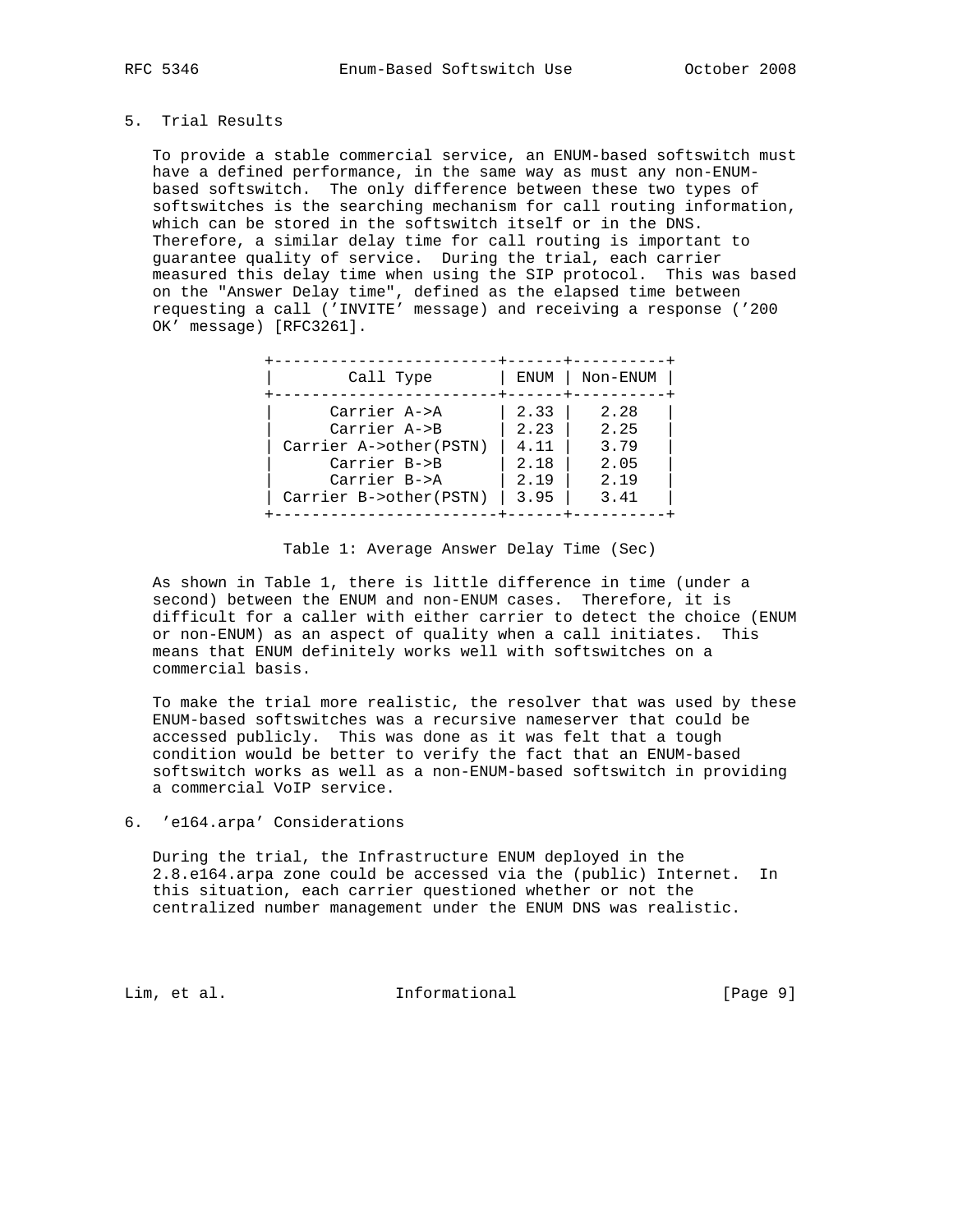## 5. Trial Results

To provide a stable commercial service, an ENUM-based softswitch must have a defined performance, in the same way as must any non-ENUM-based softswitch. The only difference between these two types of softswitches is the searching mechanism for call routing information, which can be stored in the softswitch itself or in the DNS. Therefore, a similar delay time for call routing is important to guarantee quality of service. During the trial, each carrier measured this delay time when using the SIP protocol. This was based on the "Answer Delay time", defined as the elapsed time between requesting a call ('INVITE' message) and receiving a response ('200 OK' message) [RFC3261].

| Call Type | ENUM | Non-ENUM |
|---|---|---|
| Carrier A->A | 2.33 | 2.28 |
| Carrier A->B | 2.23 | 2.25 |
| Carrier A->other(PSTN) | 4.11 | 3.79 |
| Carrier B->B | 2.18 | 2.05 |
| Carrier B->A | 2.19 | 2.19 |
| Carrier B->other(PSTN) | 3.95 | 3.41 |

Table 1: Average Answer Delay Time (Sec)

As shown in Table 1, there is little difference in time (under a second) between the ENUM and non-ENUM cases. Therefore, it is difficult for a caller with either carrier to detect the choice (ENUM or non-ENUM) as an aspect of quality when a call initiates. This means that ENUM definitely works well with softswitches on a commercial basis.

To make the trial more realistic, the resolver that was used by these ENUM-based softswitches was a recursive nameserver that could be accessed publicly. This was done as it was felt that a tough condition would be better to verify the fact that an ENUM-based softswitch works as well as a non-ENUM-based softswitch in providing a commercial VoIP service.

## 6. 'e164.arpa' Considerations

During the trial, the Infrastructure ENUM deployed in the 2.8.e164.arpa zone could be accessed via the (public) Internet. In this situation, each carrier questioned whether or not the centralized number management under the ENUM DNS was realistic.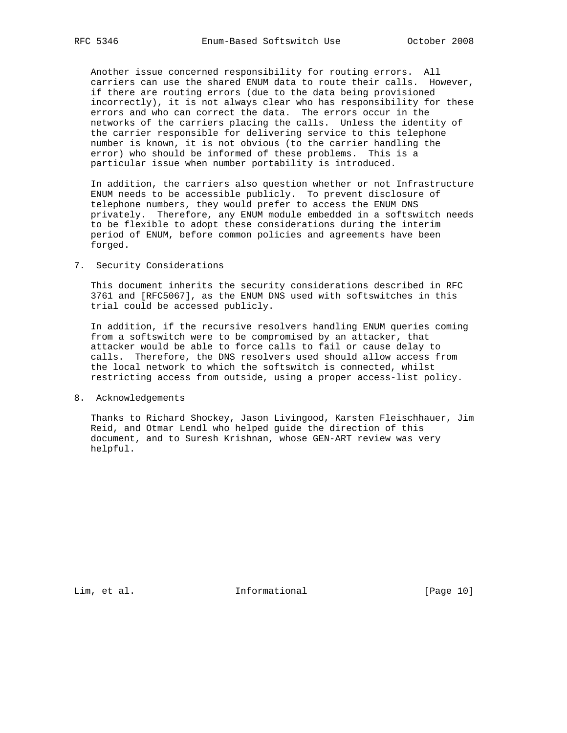Another issue concerned responsibility for routing errors. All carriers can use the shared ENUM data to route their calls. However, if there are routing errors (due to the data being provisioned incorrectly), it is not always clear who has responsibility for these errors and who can correct the data. The errors occur in the networks of the carriers placing the calls. Unless the identity of the carrier responsible for delivering service to this telephone number is known, it is not obvious (to the carrier handling the error) who should be informed of these problems. This is a particular issue when number portability is introduced.

In addition, the carriers also question whether or not Infrastructure ENUM needs to be accessible publicly. To prevent disclosure of telephone numbers, they would prefer to access the ENUM DNS privately. Therefore, any ENUM module embedded in a softswitch needs to be flexible to adopt these considerations during the interim period of ENUM, before common policies and agreements have been forged.

## 7. Security Considerations

This document inherits the security considerations described in RFC 3761 and [RFC5067], as the ENUM DNS used with softswitches in this trial could be accessed publicly.

In addition, if the recursive resolvers handling ENUM queries coming from a softswitch were to be compromised by an attacker, that attacker would be able to force calls to fail or cause delay to calls. Therefore, the DNS resolvers used should allow access from the local network to which the softswitch is connected, whilst restricting access from outside, using a proper access-list policy.

## 8. Acknowledgements

Thanks to Richard Shockey, Jason Livingood, Karsten Fleischhauer, Jim Reid, and Otmar Lendl who helped guide the direction of this document, and to Suresh Krishnan, whose GEN-ART review was very helpful.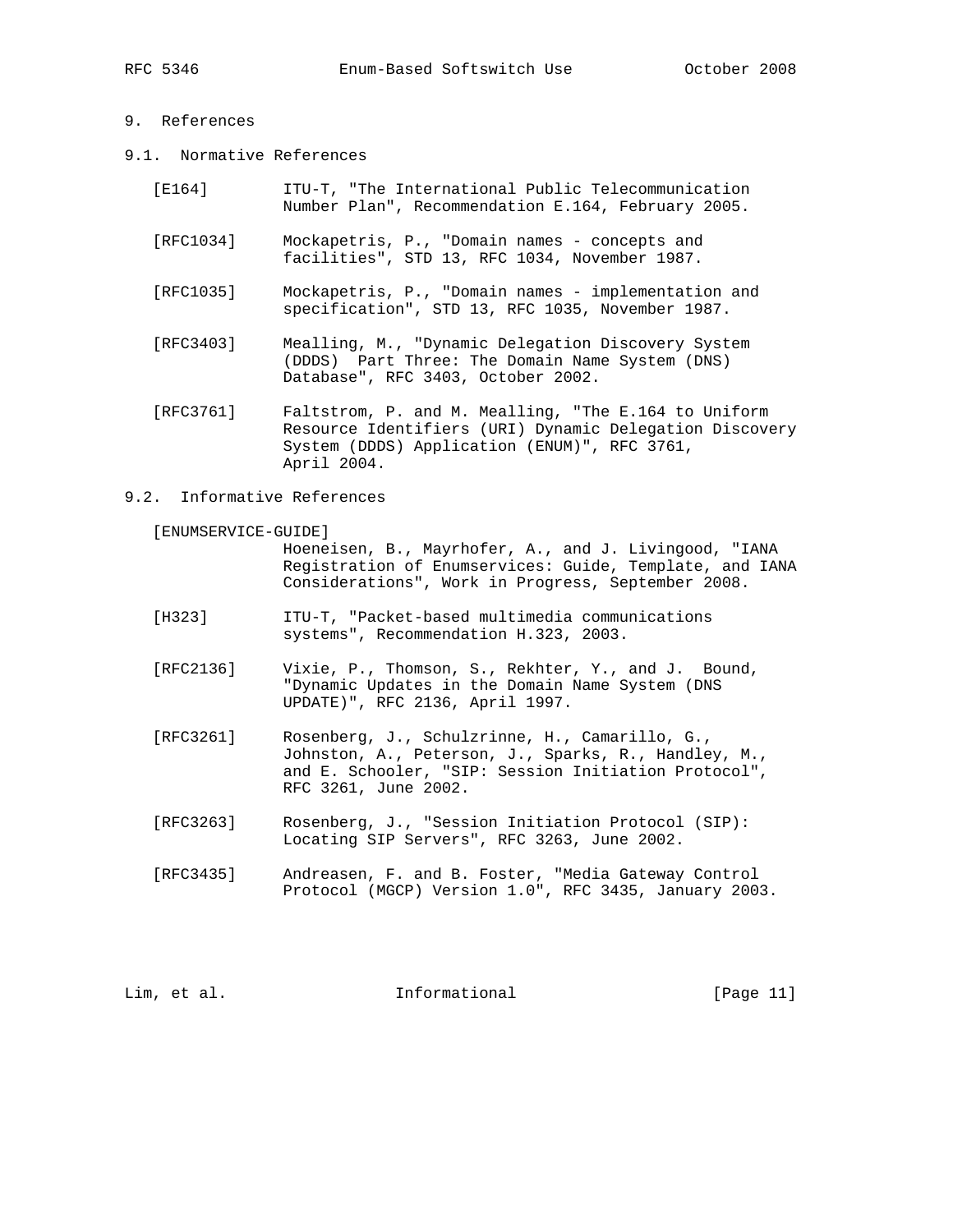## 9. References

### 9.1. Normative References

[E164] ITU-T, "The International Public Telecommunication Number Plan", Recommendation E.164, February 2005.

[RFC1034] Mockapetris, P., "Domain names - concepts and facilities", STD 13, RFC 1034, November 1987.

[RFC1035] Mockapetris, P., "Domain names - implementation and specification", STD 13, RFC 1035, November 1987.

[RFC3403] Mealling, M., "Dynamic Delegation Discovery System (DDDS) Part Three: The Domain Name System (DNS) Database", RFC 3403, October 2002.

[RFC3761] Faltstrom, P. and M. Mealling, "The E.164 to Uniform Resource Identifiers (URI) Dynamic Delegation Discovery System (DDDS) Application (ENUM)", RFC 3761, April 2004.

### 9.2. Informative References

[ENUMSERVICE-GUIDE] Hoeneisen, B., Mayrhofer, A., and J. Livingood, "IANA Registration of Enumservices: Guide, Template, and IANA Considerations", Work in Progress, September 2008.

[H323] ITU-T, "Packet-based multimedia communications systems", Recommendation H.323, 2003.

[RFC2136] Vixie, P., Thomson, S., Rekhter, Y., and J. Bound, "Dynamic Updates in the Domain Name System (DNS UPDATE)", RFC 2136, April 1997.

[RFC3261] Rosenberg, J., Schulzrinne, H., Camarillo, G., Johnston, A., Peterson, J., Sparks, R., Handley, M., and E. Schooler, "SIP: Session Initiation Protocol", RFC 3261, June 2002.

[RFC3263] Rosenberg, J., "Session Initiation Protocol (SIP): Locating SIP Servers", RFC 3263, June 2002.

[RFC3435] Andreasen, F. and B. Foster, "Media Gateway Control Protocol (MGCP) Version 1.0", RFC 3435, January 2003.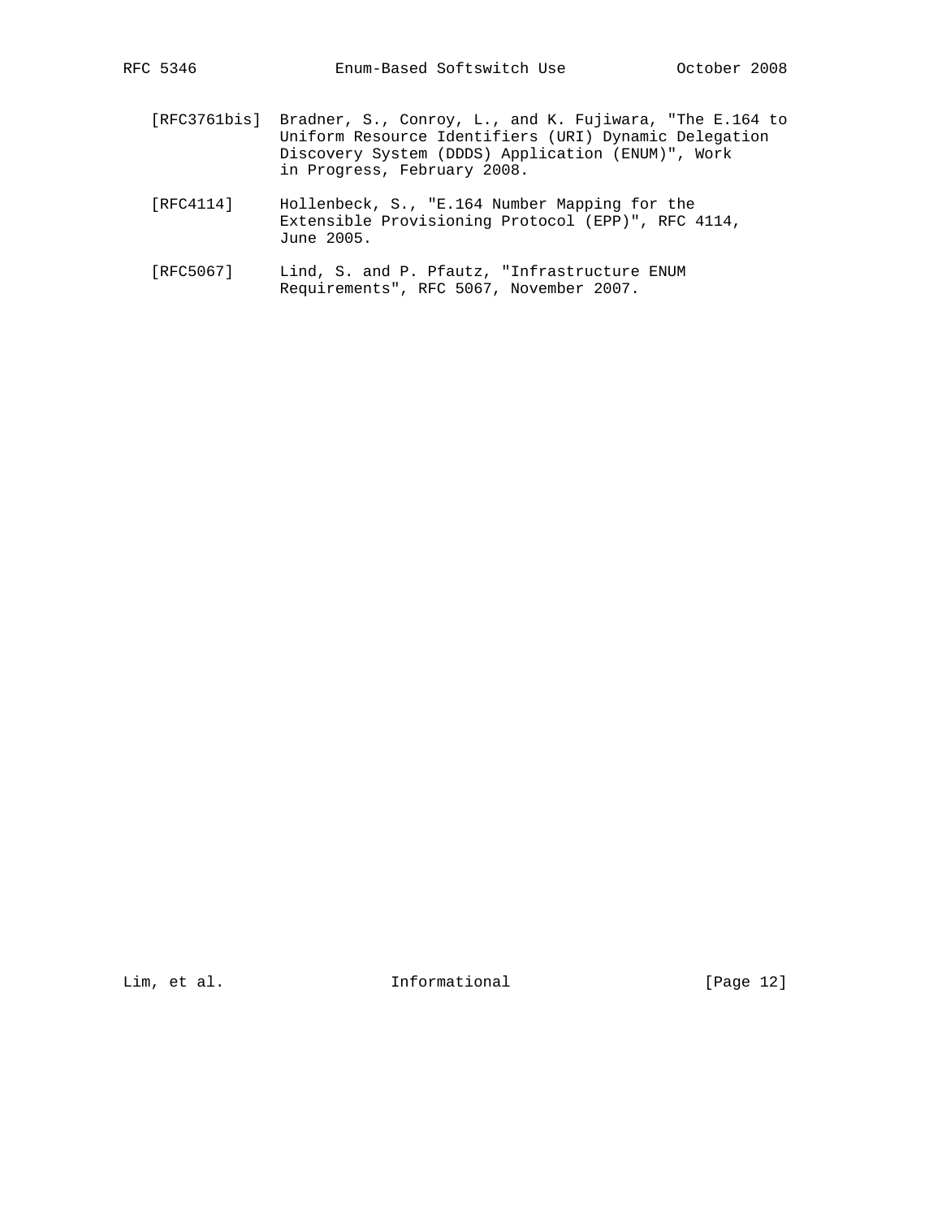[RFC3761bis] Bradner, S., Conroy, L., and K. Fujiwara, "The E.164 to Uniform Resource Identifiers (URI) Dynamic Delegation Discovery System (DDDS) Application (ENUM)", Work in Progress, February 2008.

[RFC4114] Hollenbeck, S., "E.164 Number Mapping for the Extensible Provisioning Protocol (EPP)", RFC 4114, June 2005.

[RFC5067] Lind, S. and P. Pfautz, "Infrastructure ENUM Requirements", RFC 5067, November 2007.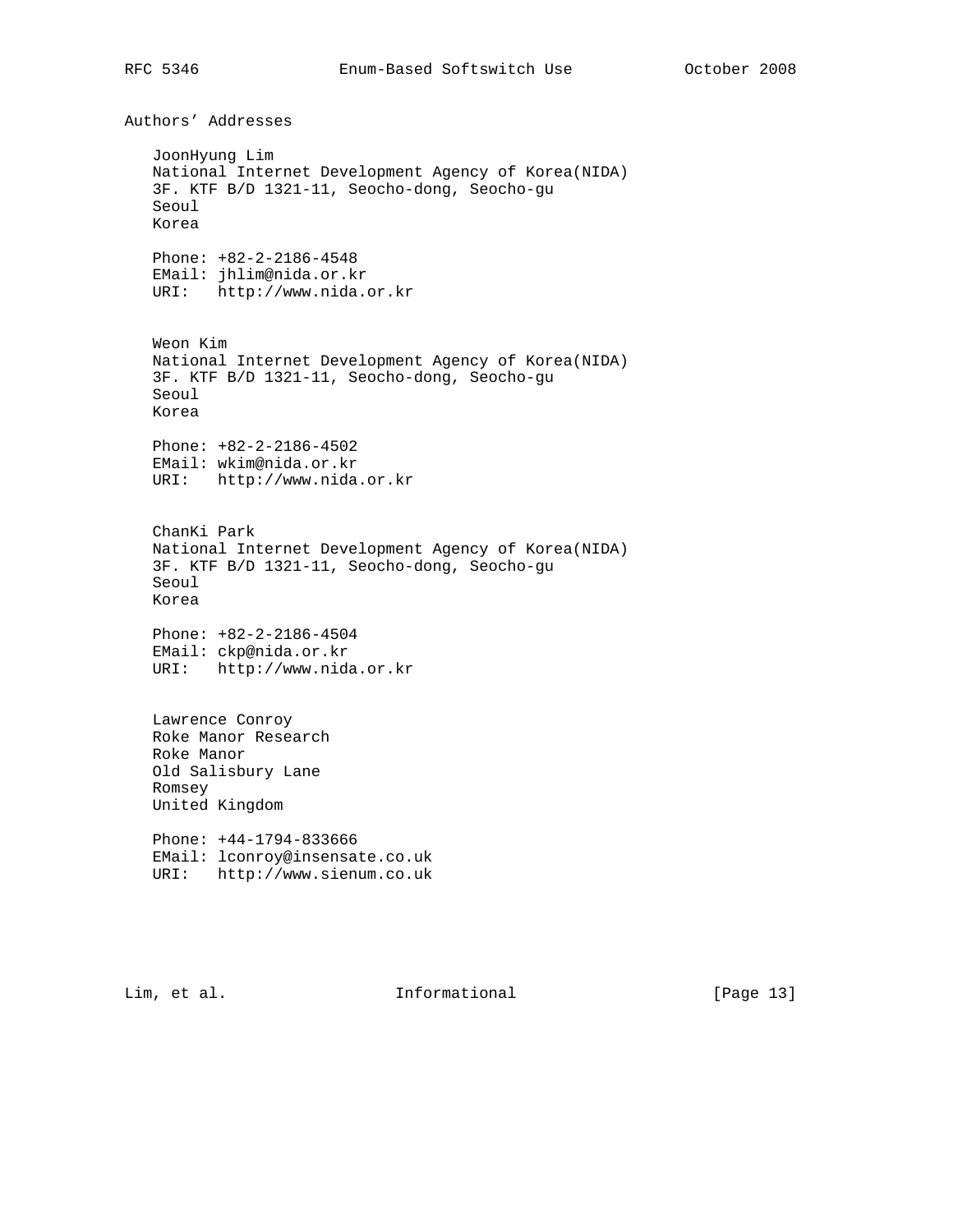# Authors' Addresses

JoonHyung Lim
National Internet Development Agency of Korea(NIDA)
3F. KTF B/D 1321-11, Seocho-dong, Seocho-gu
Seoul
Korea

Phone: +82-2-2186-4548
EMail: jhlim@nida.or.kr
URI: http://www.nida.or.kr

Weon Kim
National Internet Development Agency of Korea(NIDA)
3F. KTF B/D 1321-11, Seocho-dong, Seocho-gu
Seoul
Korea

Phone: +82-2-2186-4502
EMail: wkim@nida.or.kr
URI: http://www.nida.or.kr

ChanKi Park
National Internet Development Agency of Korea(NIDA)
3F. KTF B/D 1321-11, Seocho-dong, Seocho-gu
Seoul
Korea

Phone: +82-2-2186-4504
EMail: ckp@nida.or.kr
URI: http://www.nida.or.kr

Lawrence Conroy
Roke Manor Research
Roke Manor
Old Salisbury Lane
Romsey
United Kingdom

Phone: +44-1794-833666
EMail: lconroy@insensate.co.uk
URI: http://www.sienum.co.uk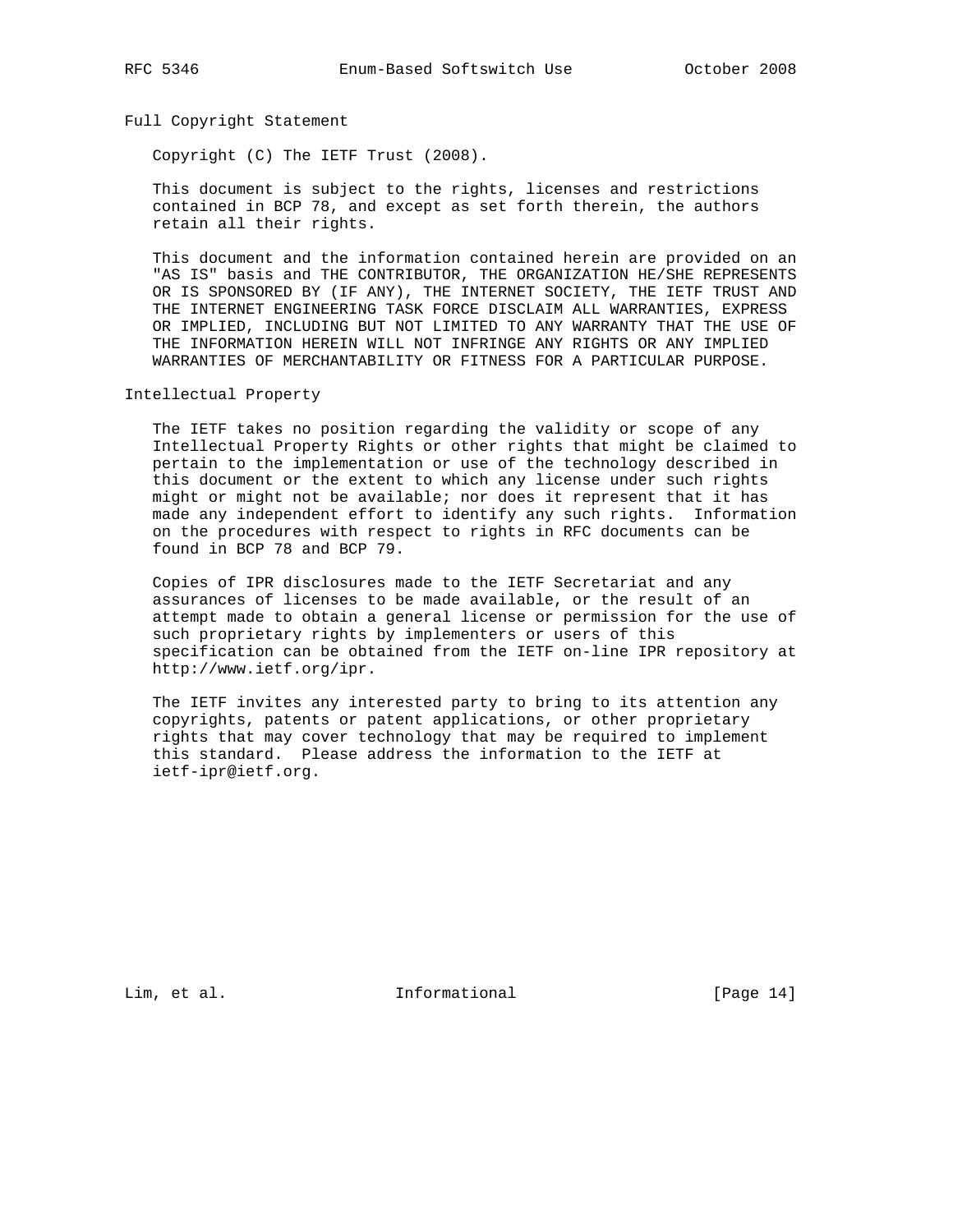## Full Copyright Statement

Copyright (C) The IETF Trust (2008).

This document is subject to the rights, licenses and restrictions contained in BCP 78, and except as set forth therein, the authors retain all their rights.

This document and the information contained herein are provided on an "AS IS" basis and THE CONTRIBUTOR, THE ORGANIZATION HE/SHE REPRESENTS OR IS SPONSORED BY (IF ANY), THE INTERNET SOCIETY, THE IETF TRUST AND THE INTERNET ENGINEERING TASK FORCE DISCLAIM ALL WARRANTIES, EXPRESS OR IMPLIED, INCLUDING BUT NOT LIMITED TO ANY WARRANTY THAT THE USE OF THE INFORMATION HEREIN WILL NOT INFRINGE ANY RIGHTS OR ANY IMPLIED WARRANTIES OF MERCHANTABILITY OR FITNESS FOR A PARTICULAR PURPOSE.

## Intellectual Property

The IETF takes no position regarding the validity or scope of any Intellectual Property Rights or other rights that might be claimed to pertain to the implementation or use of the technology described in this document or the extent to which any license under such rights might or might not be available; nor does it represent that it has made any independent effort to identify any such rights. Information on the procedures with respect to rights in RFC documents can be found in BCP 78 and BCP 79.

Copies of IPR disclosures made to the IETF Secretariat and any assurances of licenses to be made available, or the result of an attempt made to obtain a general license or permission for the use of such proprietary rights by implementers or users of this specification can be obtained from the IETF on-line IPR repository at http://www.ietf.org/ipr.

The IETF invites any interested party to bring to its attention any copyrights, patents or patent applications, or other proprietary rights that may cover technology that may be required to implement this standard. Please address the information to the IETF at ietf-ipr@ietf.org.